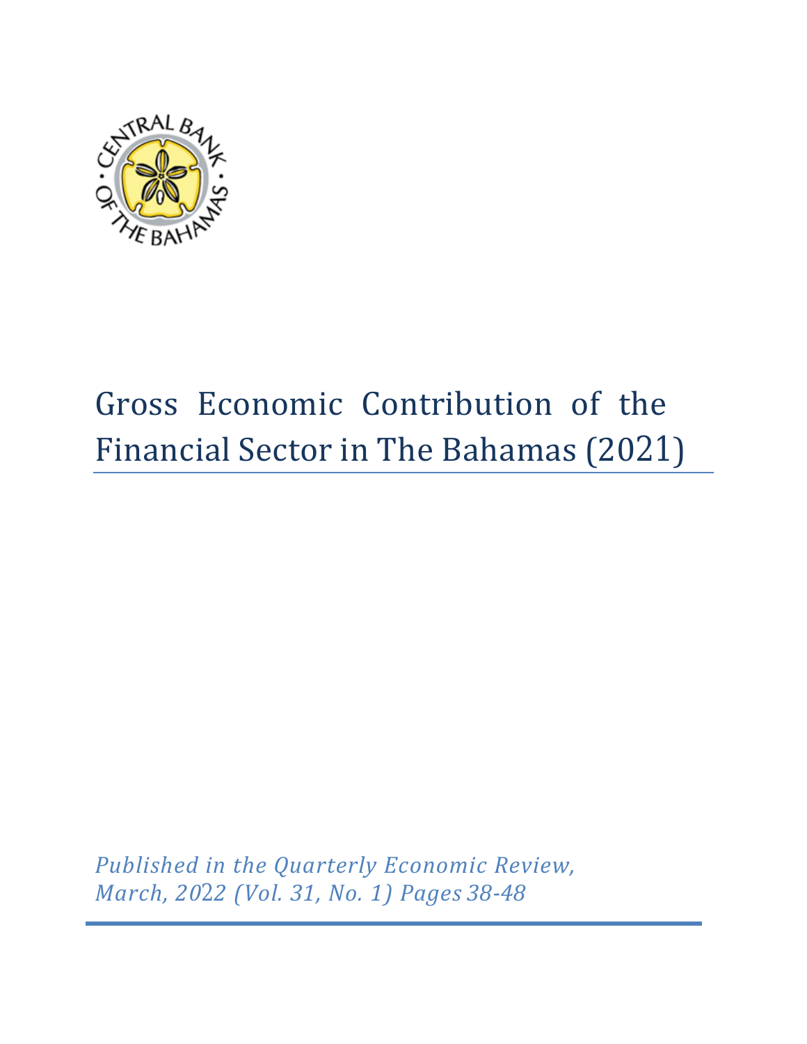# Gross Economic Contribution of the Financial Sector in The Bahamas (2021)

*Published in the Quarterly Economic Review, March, 2022 (Vol. 31, No. 1) Pages 38-48*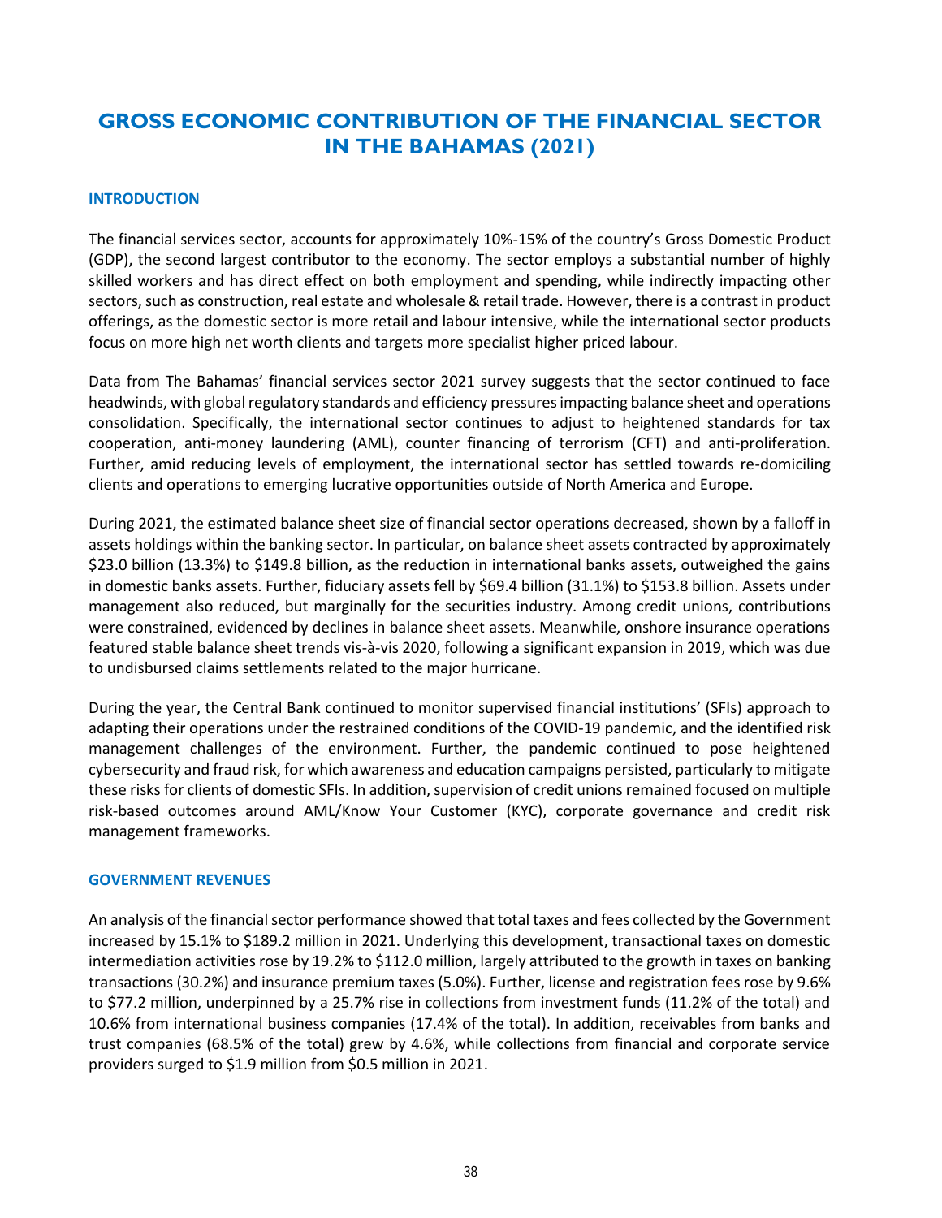# GROSS ECONOMIC CONTRIBUTION OF THE FINANCIAL SECTOR IN THE BAHAMAS (2021)

## INTRODUCTION

The financial services sector, accounts for approximately 10%-15% of the country's Gross Domestic Product (GDP), the second largest contributor to the economy. The sector employs a substantial number of highly skilled workers and has direct effect on both employment and spending, while indirectly impacting other sectors, such as construction, real estate and wholesale & retail trade. However, there is a contrast in product offerings, as the domestic sector is more retail and labour intensive, while the international sector products focus on more high net worth clients and targets more specialist higher priced labour.

Data from The Bahamas' financial services sector 2021 survey suggests that the sector continued to face headwinds, with global regulatory standards and efficiency pressures impacting balance sheet and operations consolidation. Specifically, the international sector continues to adjust to heightened standards for tax cooperation, anti-money laundering (AML), counter financing of terrorism (CFT) and anti-proliferation. Further, amid reducing levels of employment, the international sector has settled towards re-domiciling clients and operations to emerging lucrative opportunities outside of North America and Europe.

During 2021, the estimated balance sheet size of financial sector operations decreased, shown by a falloff in assets holdings within the banking sector. In particular, on balance sheet assets contracted by approximately $23.0 billion (13.3%) to $149.8 billion, as the reduction in international banks assets, outweighed the gains in domestic banks assets. Further, fiduciary assets fell by $69.4 billion (31.1%) to $153.8 billion. Assets under management also reduced, but marginally for the securities industry. Among credit unions, contributions were constrained, evidenced by declines in balance sheet assets. Meanwhile, onshore insurance operations featured stable balance sheet trends vis-à-vis 2020, following a significant expansion in 2019, which was due to undisbursed claims settlements related to the major hurricane.

During the year, the Central Bank continued to monitor supervised financial institutions' (SFIs) approach to adapting their operations under the restrained conditions of the COVID-19 pandemic, and the identified risk management challenges of the environment. Further, the pandemic continued to pose heightened cybersecurity and fraud risk, for which awareness and education campaigns persisted, particularly to mitigate these risks for clients of domestic SFIs. In addition, supervision of credit unions remained focused on multiple risk-based outcomes around AML/Know Your Customer (KYC), corporate governance and credit risk management frameworks.

## GOVERNMENT REVENUES

An analysis of the financial sector performance showed that total taxes and fees collected by the Government increased by 15.1% to $189.2 million in 2021. Underlying this development, transactional taxes on domestic intermediation activities rose by 19.2% to $112.0 million, largely attributed to the growth in taxes on banking transactions (30.2%) and insurance premium taxes (5.0%). Further, license and registration fees rose by 9.6% to $77.2 million, underpinned by a 25.7% rise in collections from investment funds (11.2% of the total) and 10.6% from international business companies (17.4% of the total). In addition, receivables from banks and trust companies (68.5% of the total) grew by 4.6%, while collections from financial and corporate service providers surged to $1.9 million from $0.5 million in 2021.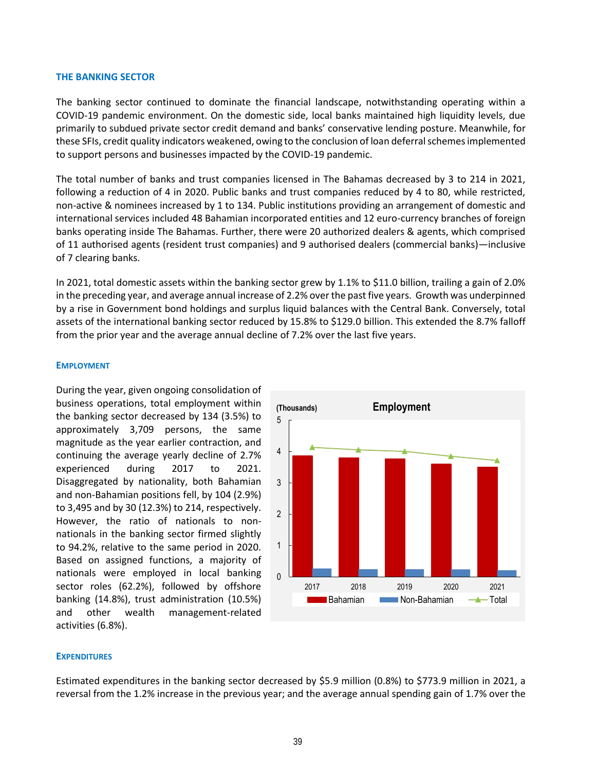## THE BANKING SECTOR

The banking sector continued to dominate the financial landscape, notwithstanding operating within a COVID-19 pandemic environment. On the domestic side, local banks maintained high liquidity levels, due primarily to subdued private sector credit demand and banks' conservative lending posture. Meanwhile, for these SFIs, credit quality indicators weakened, owing to the conclusion of loan deferral schemes implemented to support persons and businesses impacted by the COVID-19 pandemic.

The total number of banks and trust companies licensed in The Bahamas decreased by 3 to 214 in 2021, following a reduction of 4 in 2020. Public banks and trust companies reduced by 4 to 80, while restricted, non-active & nominees increased by 1 to 134. Public institutions providing an arrangement of domestic and international services included 48 Bahamian incorporated entities and 12 euro-currency branches of foreign banks operating inside The Bahamas. Further, there were 20 authorized dealers & agents, which comprised of 11 authorised agents (resident trust companies) and 9 authorised dealers (commercial banks)—inclusive of 7 clearing banks.

In 2021, total domestic assets within the banking sector grew by 1.1% to $11.0 billion, trailing a gain of 2.0% in the preceding year, and average annual increase of 2.2% over the past five years. Growth was underpinned by a rise in Government bond holdings and surplus liquid balances with the Central Bank. Conversely, total assets of the international banking sector reduced by 15.8% to $129.0 billion. This extended the 8.7% falloff from the prior year and the average annual decline of 7.2% over the last five years.

### EMPLOYMENT

During the year, given ongoing consolidation of business operations, total employment within the banking sector decreased by 134 (3.5%) to approximately 3,709 persons, the same magnitude as the year earlier contraction, and continuing the average yearly decline of 2.7% experienced during 2017 to 2021. Disaggregated by nationality, both Bahamian and non-Bahamian positions fell, by 104 (2.9%) to 3,495 and by 30 (12.3%) to 214, respectively. However, the ratio of nationals to non-nationals in the banking sector firmed slightly to 94.2%, relative to the same period in 2020. Based on assigned functions, a majority of nationals were employed in local banking sector roles (62.2%), followed by offshore banking (14.8%), trust administration (10.5%) and other wealth management-related activities (6.8%).

**Employment**

(Thousands)

Legend: Bahamian, Non-Bahamian, Total (2017–2021)

### EXPENDITURES

Estimated expenditures in the banking sector decreased by $5.9 million (0.8%) to $773.9 million in 2021, a reversal from the 1.2% increase in the previous year; and the average annual spending gain of 1.7% over the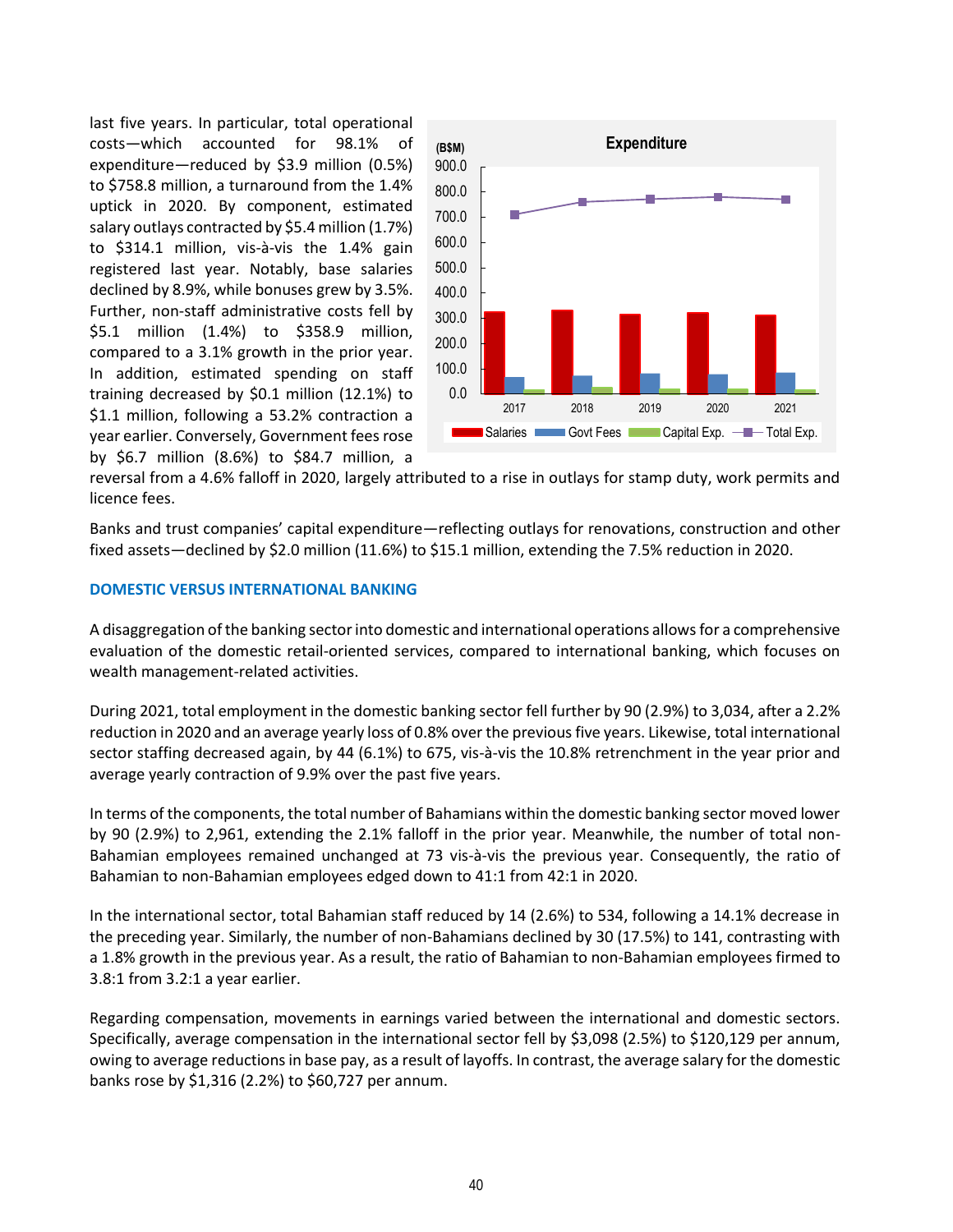last five years. In particular, total operational costs—which accounted for 98.1% of expenditure—reduced by $3.9 million (0.5%) to $758.8 million, a turnaround from the 1.4% uptick in 2020. By component, estimated salary outlays contracted by $5.4 million (1.7%) to $314.1 million, vis-à-vis the 1.4% gain registered last year. Notably, base salaries declined by 8.9%, while bonuses grew by 3.5%. Further, non-staff administrative costs fell by $5.1 million (1.4%) to $358.9 million, compared to a 3.1% growth in the prior year. In addition, estimated spending on staff training decreased by $0.1 million (12.1%) to $1.1 million, following a 53.2% contraction a year earlier. Conversely, Government fees rose by $6.7 million (8.6%) to $84.7 million, a reversal from a 4.6% falloff in 2020, largely attributed to a rise in outlays for stamp duty, work permits and licence fees.

Banks and trust companies' capital expenditure—reflecting outlays for renovations, construction and other fixed assets—declined by $2.0 million (11.6%) to $15.1 million, extending the 7.5% reduction in 2020.

## DOMESTIC VERSUS INTERNATIONAL BANKING

A disaggregation of the banking sector into domestic and international operations allows for a comprehensive evaluation of the domestic retail-oriented services, compared to international banking, which focuses on wealth management-related activities.

During 2021, total employment in the domestic banking sector fell further by 90 (2.9%) to 3,034, after a 2.2% reduction in 2020 and an average yearly loss of 0.8% over the previous five years. Likewise, total international sector staffing decreased again, by 44 (6.1%) to 675, vis-à-vis the 10.8% retrenchment in the year prior and average yearly contraction of 9.9% over the past five years.

In terms of the components, the total number of Bahamians within the domestic banking sector moved lower by 90 (2.9%) to 2,961, extending the 2.1% falloff in the prior year. Meanwhile, the number of total non-Bahamian employees remained unchanged at 73 vis-à-vis the previous year. Consequently, the ratio of Bahamian to non-Bahamian employees edged down to 41:1 from 42:1 in 2020.

In the international sector, total Bahamian staff reduced by 14 (2.6%) to 534, following a 14.1% decrease in the preceding year. Similarly, the number of non-Bahamians declined by 30 (17.5%) to 141, contrasting with a 1.8% growth in the previous year. As a result, the ratio of Bahamian to non-Bahamian employees firmed to 3.8:1 from 3.2:1 a year earlier.

Regarding compensation, movements in earnings varied between the international and domestic sectors. Specifically, average compensation in the international sector fell by $3,098 (2.5%) to $120,129 per annum, owing to average reductions in base pay, as a result of layoffs. In contrast, the average salary for the domestic banks rose by $1,316 (2.2%) to $60,727 per annum.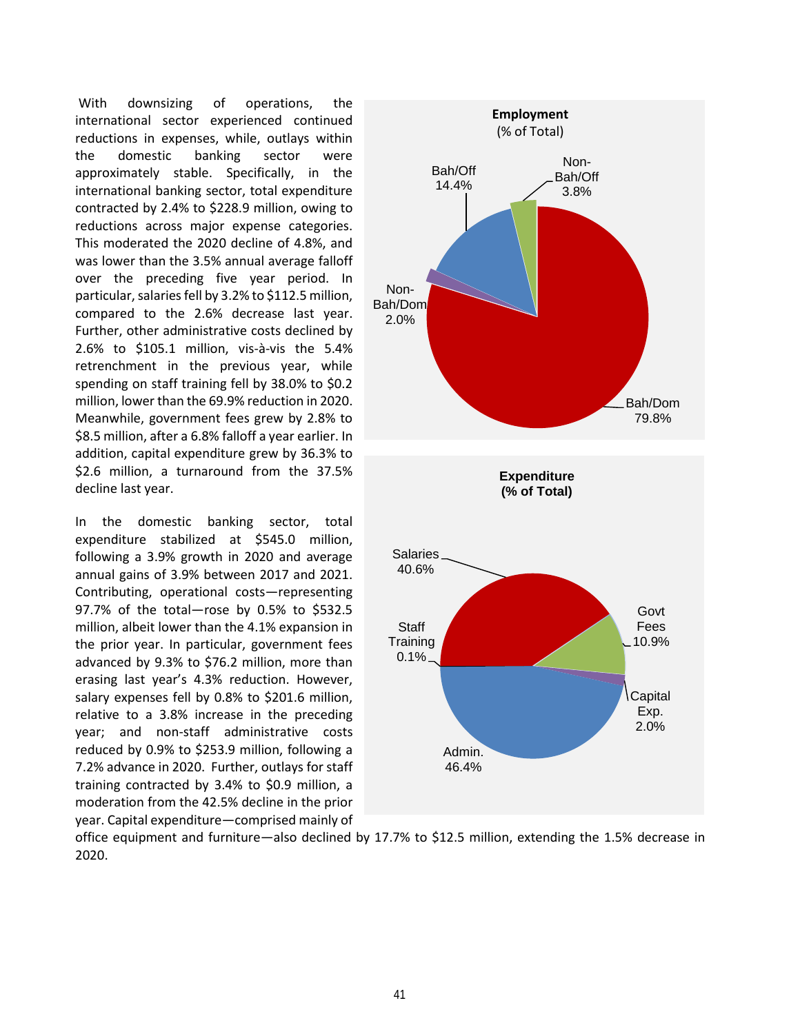With downsizing of operations, the international sector experienced continued reductions in expenses, while, outlays within the domestic banking sector were approximately stable. Specifically, in the international banking sector, total expenditure contracted by 2.4% to $228.9 million, owing to reductions across major expense categories. This moderated the 2020 decline of 4.8%, and was lower than the 3.5% annual average falloff over the preceding five year period. In particular, salaries fell by 3.2% to $112.5 million, compared to the 2.6% decrease last year. Further, other administrative costs declined by 2.6% to $105.1 million, vis-à-vis the 5.4% retrenchment in the previous year, while spending on staff training fell by 38.0% to $0.2 million, lower than the 69.9% reduction in 2020. Meanwhile, government fees grew by 2.8% to $8.5 million, after a 6.8% falloff a year earlier. In addition, capital expenditure grew by 36.3% to $2.6 million, a turnaround from the 37.5% decline last year.

In the domestic banking sector, total expenditure stabilized at $545.0 million, following a 3.9% growth in 2020 and average annual gains of 3.9% between 2017 and 2021. Contributing, operational costs—representing 97.7% of the total—rose by 0.5% to $532.5 million, albeit lower than the 4.1% expansion in the prior year. In particular, government fees advanced by 9.3% to $76.2 million, more than erasing last year's 4.3% reduction. However, salary expenses fell by 0.8% to $201.6 million, relative to a 3.8% increase in the preceding year; and non-staff administrative costs reduced by 0.9% to $253.9 million, following a 7.2% advance in 2020. Further, outlays for staff training contracted by 3.4% to $0.9 million, a moderation from the 42.5% decline in the prior year. Capital expenditure—comprised mainly of office equipment and furniture—also declined by 17.7% to $12.5 million, extending the 1.5% decrease in 2020.

**Employment**
(% of Total)

| Category | % |
|---|---|
| Bah/Dom | 79.8% |
| Bah/Off | 14.4% |
| Non-Bah/Off | 3.8% |
| Non-Bah/Dom | 2.0% |

**Expenditure**
**(% of Total)**

| Category | % |
|---|---|
| Admin. | 46.4% |
| Salaries | 40.6% |
| Govt Fees | 10.9% |
| Capital Exp. | 2.0% |
| Staff Training | 0.1% |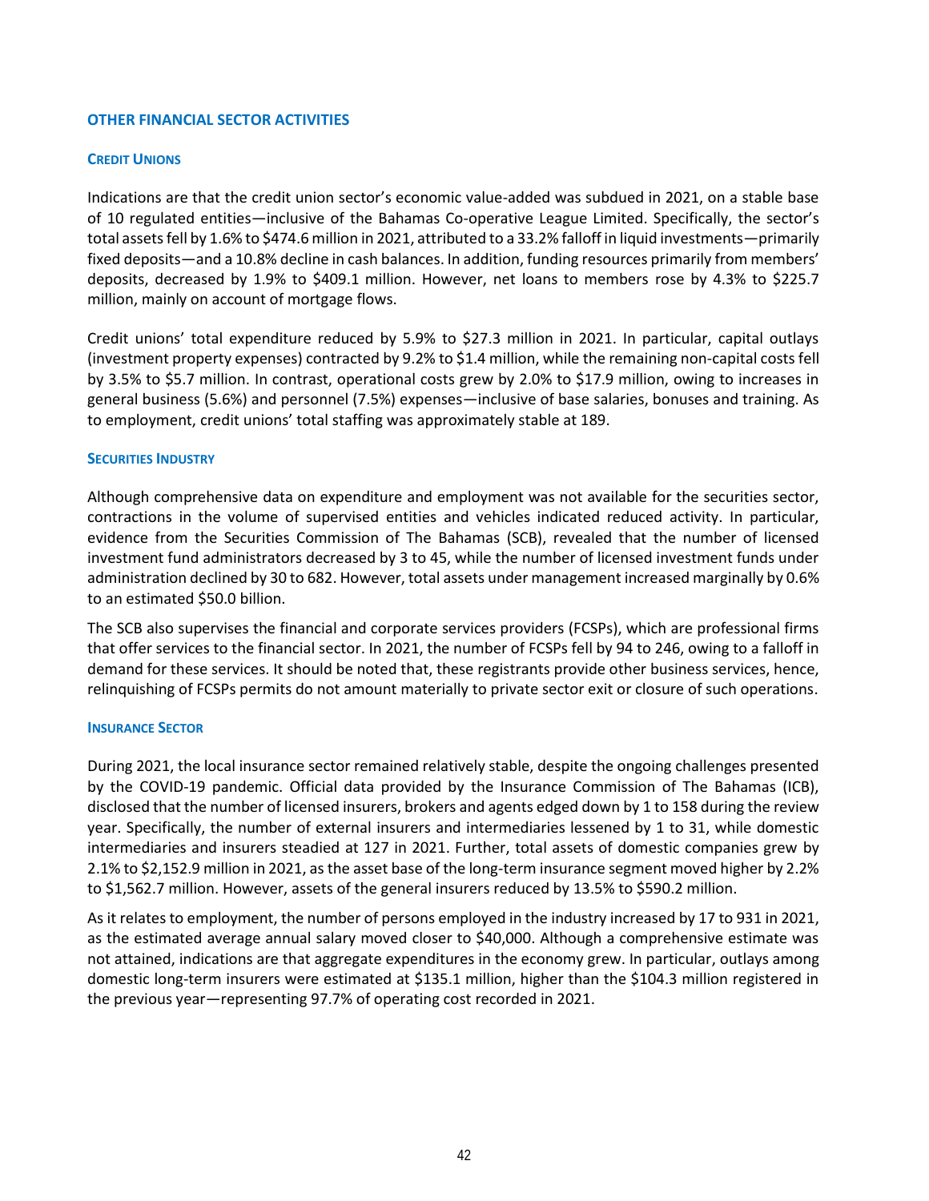## OTHER FINANCIAL SECTOR ACTIVITIES

### CREDIT UNIONS

Indications are that the credit union sector's economic value-added was subdued in 2021, on a stable base of 10 regulated entities—inclusive of the Bahamas Co-operative League Limited. Specifically, the sector's total assets fell by 1.6% to $474.6 million in 2021, attributed to a 33.2% falloff in liquid investments—primarily fixed deposits—and a 10.8% decline in cash balances. In addition, funding resources primarily from members' deposits, decreased by 1.9% to $409.1 million. However, net loans to members rose by 4.3% to $225.7 million, mainly on account of mortgage flows.

Credit unions' total expenditure reduced by 5.9% to $27.3 million in 2021. In particular, capital outlays (investment property expenses) contracted by 9.2% to $1.4 million, while the remaining non-capital costs fell by 3.5% to $5.7 million. In contrast, operational costs grew by 2.0% to $17.9 million, owing to increases in general business (5.6%) and personnel (7.5%) expenses—inclusive of base salaries, bonuses and training. As to employment, credit unions' total staffing was approximately stable at 189.

### SECURITIES INDUSTRY

Although comprehensive data on expenditure and employment was not available for the securities sector, contractions in the volume of supervised entities and vehicles indicated reduced activity. In particular, evidence from the Securities Commission of The Bahamas (SCB), revealed that the number of licensed investment fund administrators decreased by 3 to 45, while the number of licensed investment funds under administration declined by 30 to 682. However, total assets under management increased marginally by 0.6% to an estimated $50.0 billion.

The SCB also supervises the financial and corporate services providers (FCSPs), which are professional firms that offer services to the financial sector. In 2021, the number of FCSPs fell by 94 to 246, owing to a falloff in demand for these services. It should be noted that, these registrants provide other business services, hence, relinquishing of FCSPs permits do not amount materially to private sector exit or closure of such operations.

### INSURANCE SECTOR

During 2021, the local insurance sector remained relatively stable, despite the ongoing challenges presented by the COVID-19 pandemic. Official data provided by the Insurance Commission of The Bahamas (ICB), disclosed that the number of licensed insurers, brokers and agents edged down by 1 to 158 during the review year. Specifically, the number of external insurers and intermediaries lessened by 1 to 31, while domestic intermediaries and insurers steadied at 127 in 2021. Further, total assets of domestic companies grew by 2.1% to $2,152.9 million in 2021, as the asset base of the long-term insurance segment moved higher by 2.2% to $1,562.7 million. However, assets of the general insurers reduced by 13.5% to $590.2 million.

As it relates to employment, the number of persons employed in the industry increased by 17 to 931 in 2021, as the estimated average annual salary moved closer to $40,000. Although a comprehensive estimate was not attained, indications are that aggregate expenditures in the economy grew. In particular, outlays among domestic long-term insurers were estimated at $135.1 million, higher than the $104.3 million registered in the previous year—representing 97.7% of operating cost recorded in 2021.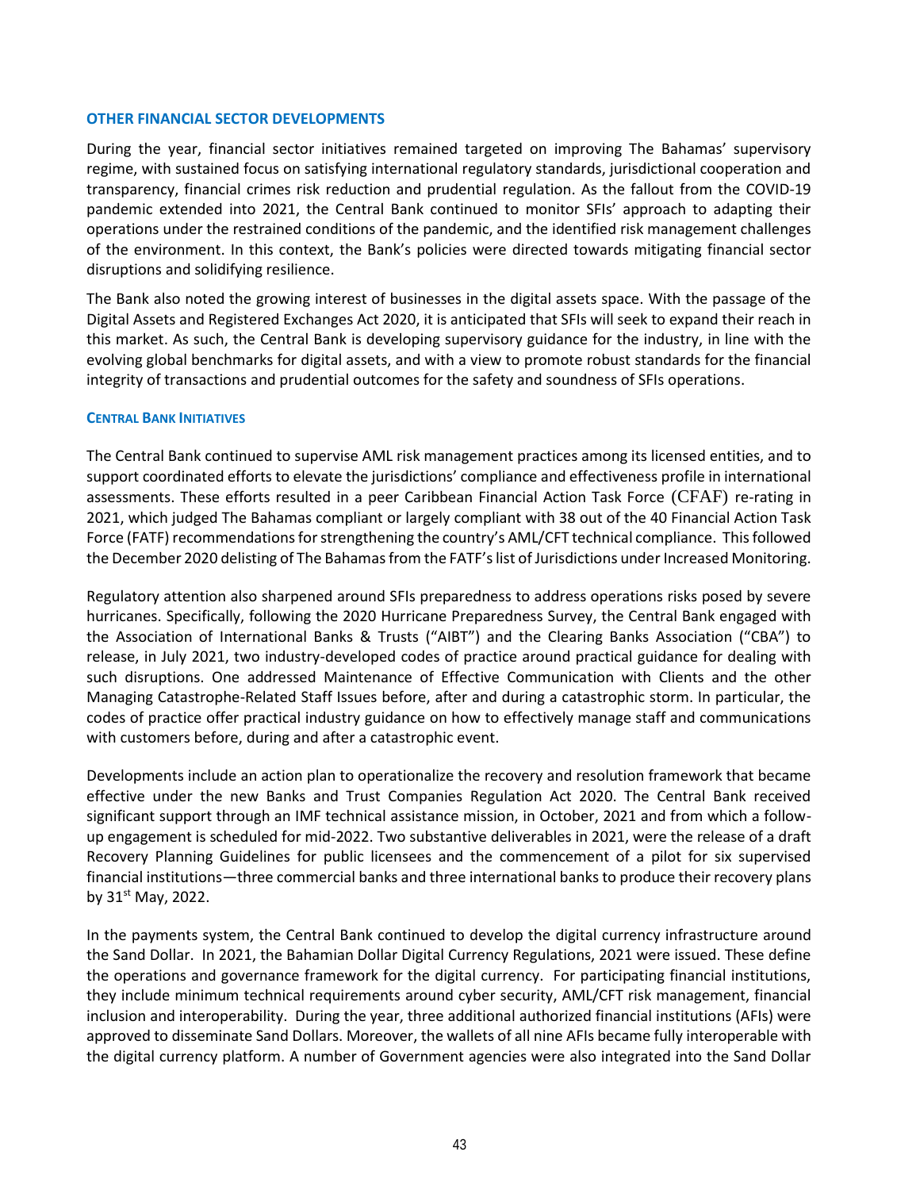## OTHER FINANCIAL SECTOR DEVELOPMENTS

During the year, financial sector initiatives remained targeted on improving The Bahamas' supervisory regime, with sustained focus on satisfying international regulatory standards, jurisdictional cooperation and transparency, financial crimes risk reduction and prudential regulation. As the fallout from the COVID-19 pandemic extended into 2021, the Central Bank continued to monitor SFIs' approach to adapting their operations under the restrained conditions of the pandemic, and the identified risk management challenges of the environment. In this context, the Bank's policies were directed towards mitigating financial sector disruptions and solidifying resilience.

The Bank also noted the growing interest of businesses in the digital assets space. With the passage of the Digital Assets and Registered Exchanges Act 2020, it is anticipated that SFIs will seek to expand their reach in this market. As such, the Central Bank is developing supervisory guidance for the industry, in line with the evolving global benchmarks for digital assets, and with a view to promote robust standards for the financial integrity of transactions and prudential outcomes for the safety and soundness of SFIs operations.

### CENTRAL BANK INITIATIVES

The Central Bank continued to supervise AML risk management practices among its licensed entities, and to support coordinated efforts to elevate the jurisdictions' compliance and effectiveness profile in international assessments. These efforts resulted in a peer Caribbean Financial Action Task Force (CFAF) re-rating in 2021, which judged The Bahamas compliant or largely compliant with 38 out of the 40 Financial Action Task Force (FATF) recommendations for strengthening the country's AML/CFT technical compliance. This followed the December 2020 delisting of The Bahamas from the FATF's list of Jurisdictions under Increased Monitoring.

Regulatory attention also sharpened around SFIs preparedness to address operations risks posed by severe hurricanes. Specifically, following the 2020 Hurricane Preparedness Survey, the Central Bank engaged with the Association of International Banks & Trusts ("AIBT") and the Clearing Banks Association ("CBA") to release, in July 2021, two industry-developed codes of practice around practical guidance for dealing with such disruptions. One addressed Maintenance of Effective Communication with Clients and the other Managing Catastrophe-Related Staff Issues before, after and during a catastrophic storm. In particular, the codes of practice offer practical industry guidance on how to effectively manage staff and communications with customers before, during and after a catastrophic event.

Developments include an action plan to operationalize the recovery and resolution framework that became effective under the new Banks and Trust Companies Regulation Act 2020. The Central Bank received significant support through an IMF technical assistance mission, in October, 2021 and from which a follow-up engagement is scheduled for mid-2022. Two substantive deliverables in 2021, were the release of a draft Recovery Planning Guidelines for public licensees and the commencement of a pilot for six supervised financial institutions—three commercial banks and three international banks to produce their recovery plans by 31st May, 2022.

In the payments system, the Central Bank continued to develop the digital currency infrastructure around the Sand Dollar. In 2021, the Bahamian Dollar Digital Currency Regulations, 2021 were issued. These define the operations and governance framework for the digital currency. For participating financial institutions, they include minimum technical requirements around cyber security, AML/CFT risk management, financial inclusion and interoperability. During the year, three additional authorized financial institutions (AFIs) were approved to disseminate Sand Dollars. Moreover, the wallets of all nine AFIs became fully interoperable with the digital currency platform. A number of Government agencies were also integrated into the Sand Dollar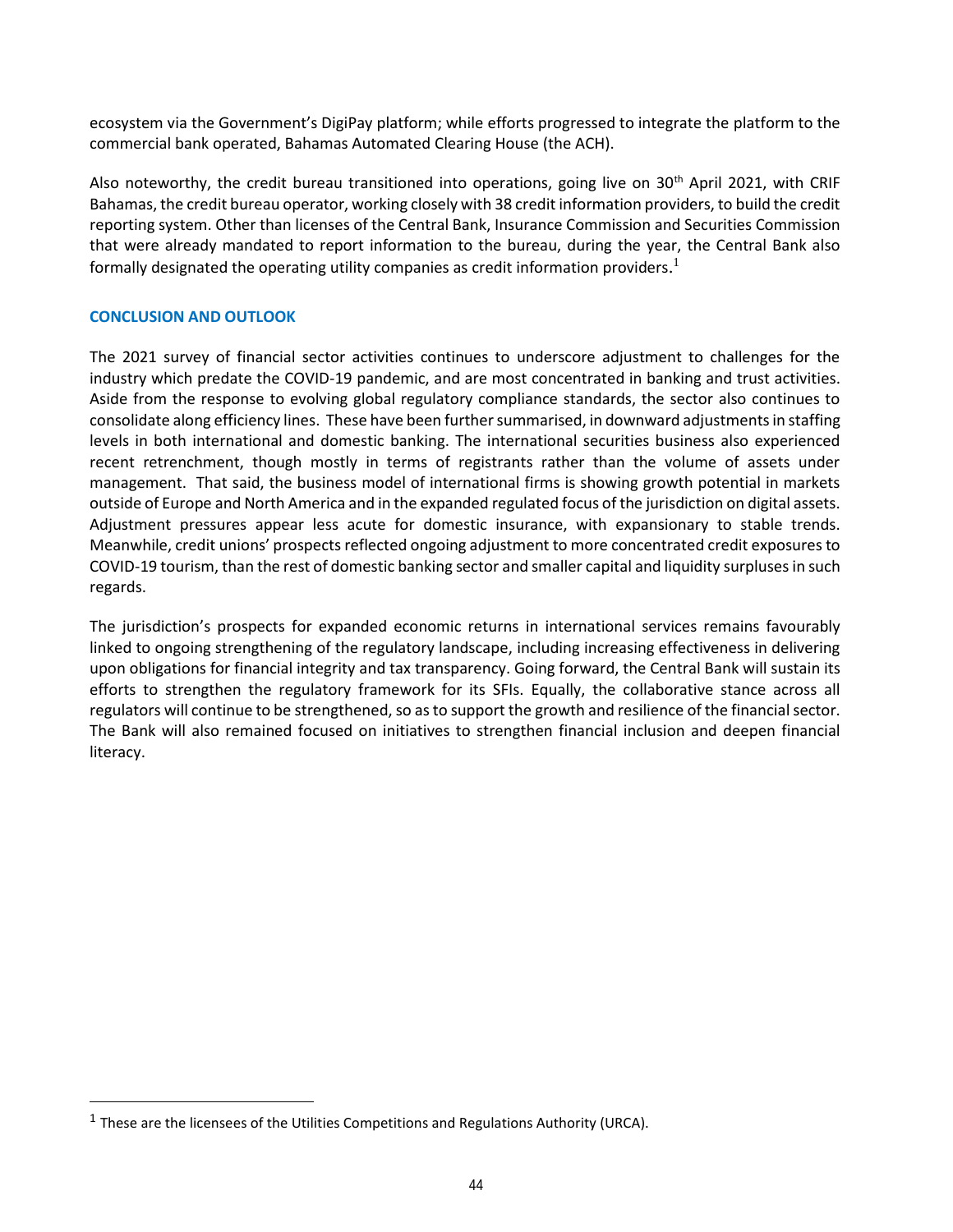ecosystem via the Government's DigiPay platform; while efforts progressed to integrate the platform to the commercial bank operated, Bahamas Automated Clearing House (the ACH).

Also noteworthy, the credit bureau transitioned into operations, going live on 30th April 2021, with CRIF Bahamas, the credit bureau operator, working closely with 38 credit information providers, to build the credit reporting system. Other than licenses of the Central Bank, Insurance Commission and Securities Commission that were already mandated to report information to the bureau, during the year, the Central Bank also formally designated the operating utility companies as credit information providers.[1]

## CONCLUSION AND OUTLOOK

The 2021 survey of financial sector activities continues to underscore adjustment to challenges for the industry which predate the COVID-19 pandemic, and are most concentrated in banking and trust activities. Aside from the response to evolving global regulatory compliance standards, the sector also continues to consolidate along efficiency lines. These have been further summarised, in downward adjustments in staffing levels in both international and domestic banking. The international securities business also experienced recent retrenchment, though mostly in terms of registrants rather than the volume of assets under management. That said, the business model of international firms is showing growth potential in markets outside of Europe and North America and in the expanded regulated focus of the jurisdiction on digital assets. Adjustment pressures appear less acute for domestic insurance, with expansionary to stable trends. Meanwhile, credit unions' prospects reflected ongoing adjustment to more concentrated credit exposures to COVID-19 tourism, than the rest of domestic banking sector and smaller capital and liquidity surpluses in such regards.

The jurisdiction's prospects for expanded economic returns in international services remains favourably linked to ongoing strengthening of the regulatory landscape, including increasing effectiveness in delivering upon obligations for financial integrity and tax transparency. Going forward, the Central Bank will sustain its efforts to strengthen the regulatory framework for its SFIs. Equally, the collaborative stance across all regulators will continue to be strengthened, so as to support the growth and resilience of the financial sector. The Bank will also remained focused on initiatives to strengthen financial inclusion and deepen financial literacy.

[1] These are the licensees of the Utilities Competitions and Regulations Authority (URCA).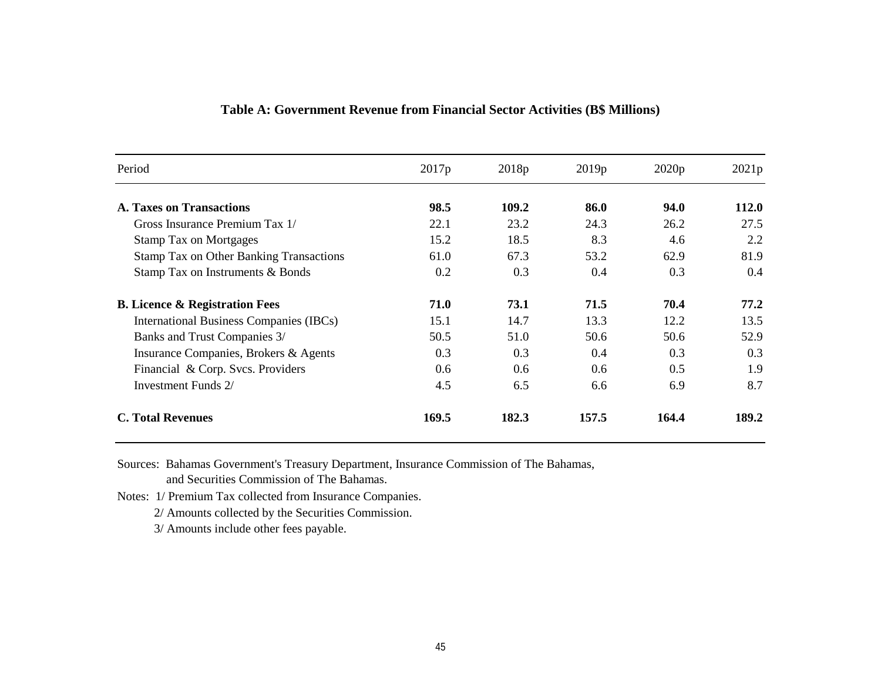**Table A: Government Revenue from Financial Sector Activities (B$ Millions)**

| Period | 2017p | 2018p | 2019p | 2020p | 2021p |
|---|---|---|---|---|---|
| **A. Taxes on Transactions** | **98.5** | **109.2** | **86.0** | **94.0** | **112.0** |
| Gross Insurance Premium Tax 1/ | 22.1 | 23.2 | 24.3 | 26.2 | 27.5 |
| Stamp Tax on Mortgages | 15.2 | 18.5 | 8.3 | 4.6 | 2.2 |
| Stamp Tax on Other Banking Transactions | 61.0 | 67.3 | 53.2 | 62.9 | 81.9 |
| Stamp Tax on Instruments & Bonds | 0.2 | 0.3 | 0.4 | 0.3 | 0.4 |
| **B. Licence & Registration Fees** | **71.0** | **73.1** | **71.5** | **70.4** | **77.2** |
| International Business Companies (IBCs) | 15.1 | 14.7 | 13.3 | 12.2 | 13.5 |
| Banks and Trust Companies 3/ | 50.5 | 51.0 | 50.6 | 50.6 | 52.9 |
| Insurance Companies, Brokers & Agents | 0.3 | 0.3 | 0.4 | 0.3 | 0.3 |
| Financial & Corp. Svcs. Providers | 0.6 | 0.6 | 0.6 | 0.5 | 1.9 |
| Investment Funds 2/ | 4.5 | 6.5 | 6.6 | 6.9 | 8.7 |
| **C. Total Revenues** | **169.5** | **182.3** | **157.5** | **164.4** | **189.2** |

Sources: Bahamas Government's Treasury Department, Insurance Commission of The Bahamas, and Securities Commission of The Bahamas.

Notes: 1/ Premium Tax collected from Insurance Companies.

2/ Amounts collected by the Securities Commission.

3/ Amounts include other fees payable.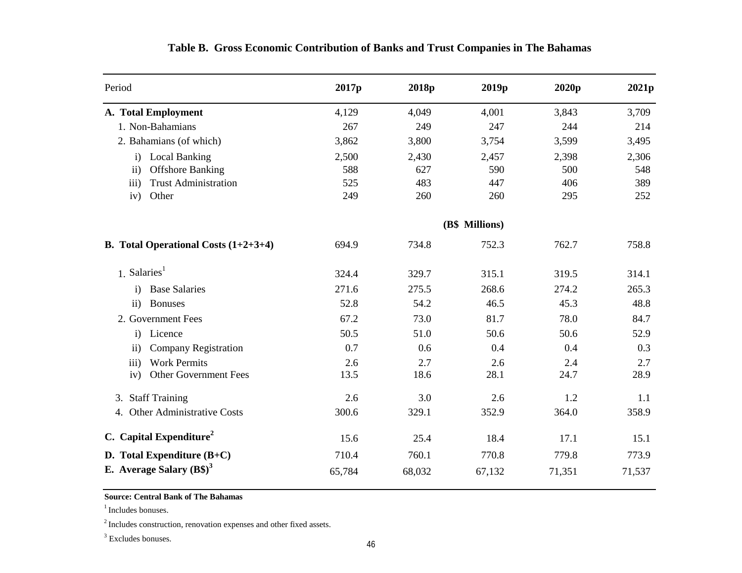**Table B. Gross Economic Contribution of Banks and Trust Companies in The Bahamas**

| Period | 2017p | 2018p | 2019p | 2020p | 2021p |
|---|---|---|---|---|---|
| **A. Total Employment** | 4,129 | 4,049 | 4,001 | 3,843 | 3,709 |
| 1. Non-Bahamians | 267 | 249 | 247 | 244 | 214 |
| 2. Bahamians (of which) | 3,862 | 3,800 | 3,754 | 3,599 | 3,495 |
| i) Local Banking | 2,500 | 2,430 | 2,457 | 2,398 | 2,306 |
| ii) Offshore Banking | 588 | 627 | 590 | 500 | 548 |
| iii) Trust Administration | 525 | 483 | 447 | 406 | 389 |
| iv) Other | 249 | 260 | 260 | 295 | 252 |
| | | | **(B$ Millions)** | | |
| **B. Total Operational Costs (1+2+3+4)** | 694.9 | 734.8 | 752.3 | 762.7 | 758.8 |
| 1. Salaries[1] | 324.4 | 329.7 | 315.1 | 319.5 | 314.1 |
| i) Base Salaries | 271.6 | 275.5 | 268.6 | 274.2 | 265.3 |
| ii) Bonuses | 52.8 | 54.2 | 46.5 | 45.3 | 48.8 |
| 2. Government Fees | 67.2 | 73.0 | 81.7 | 78.0 | 84.7 |
| i) Licence | 50.5 | 51.0 | 50.6 | 50.6 | 52.9 |
| ii) Company Registration | 0.7 | 0.6 | 0.4 | 0.4 | 0.3 |
| iii) Work Permits | 2.6 | 2.7 | 2.6 | 2.4 | 2.7 |
| iv) Other Government Fees | 13.5 | 18.6 | 28.1 | 24.7 | 28.9 |
| 3. Staff Training | 2.6 | 3.0 | 2.6 | 1.2 | 1.1 |
| 4. Other Administrative Costs | 300.6 | 329.1 | 352.9 | 364.0 | 358.9 |
| **C. Capital Expenditure[2]** | 15.6 | 25.4 | 18.4 | 17.1 | 15.1 |
| **D. Total Expenditure (B+C)** | 710.4 | 760.1 | 770.8 | 779.8 | 773.9 |
| **E. Average Salary (B$)[3]** | 65,784 | 68,032 | 67,132 | 71,351 | 71,537 |

**Source: Central Bank of The Bahamas**

[1] Includes bonuses.

[2] Includes construction, renovation expenses and other fixed assets.

[3] Excludes bonuses.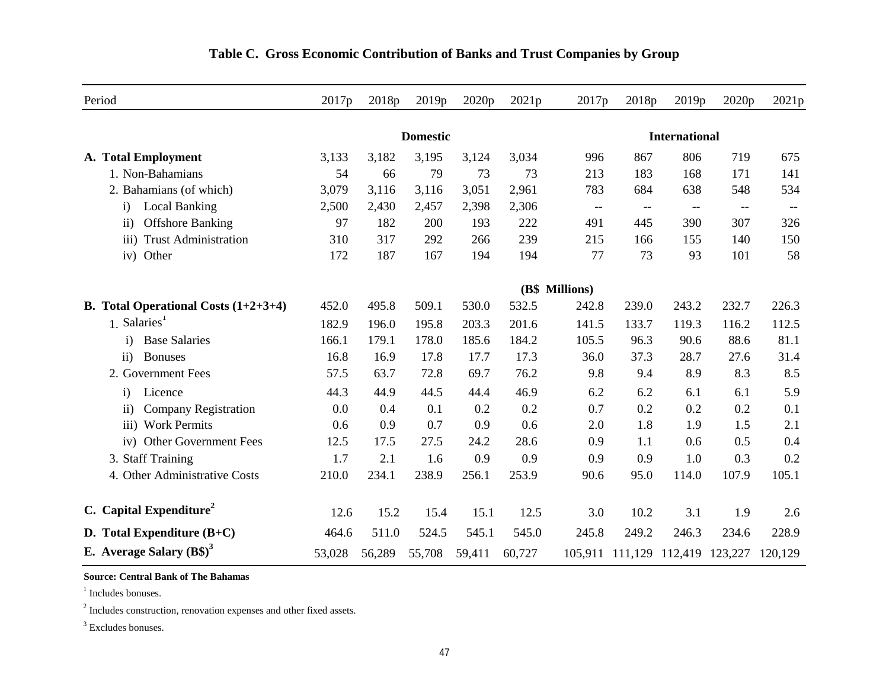# Table C. Gross Economic Contribution of Banks and Trust Companies by Group

| Period | 2017p | 2018p | 2019p | 2020p | 2021p | 2017p | 2018p | 2019p | 2020p | 2021p |
|---|---|---|---|---|---|---|---|---|---|---|
| | | | Domestic | | | | | International | | |
| **A. Total Employment** | 3,133 | 3,182 | 3,195 | 3,124 | 3,034 | 996 | 867 | 806 | 719 | 675 |
| 1. Non-Bahamians | 54 | 66 | 79 | 73 | 73 | 213 | 183 | 168 | 171 | 141 |
| 2. Bahamians (of which) | 3,079 | 3,116 | 3,116 | 3,051 | 2,961 | 783 | 684 | 638 | 548 | 534 |
| i) Local Banking | 2,500 | 2,430 | 2,457 | 2,398 | 2,306 | -- | -- | -- | -- | -- |
| ii) Offshore Banking | 97 | 182 | 200 | 193 | 222 | 491 | 445 | 390 | 307 | 326 |
| iii) Trust Administration | 310 | 317 | 292 | 266 | 239 | 215 | 166 | 155 | 140 | 150 |
| iv) Other | 172 | 187 | 167 | 194 | 194 | 77 | 73 | 93 | 101 | 58 |
| | | | | | (B$ Millions) | | | | | |
| **B. Total Operational Costs (1+2+3+4)** | 452.0 | 495.8 | 509.1 | 530.0 | 532.5 | 242.8 | 239.0 | 243.2 | 232.7 | 226.3 |
| 1. Salaries[1] | 182.9 | 196.0 | 195.8 | 203.3 | 201.6 | 141.5 | 133.7 | 119.3 | 116.2 | 112.5 |
| i) Base Salaries | 166.1 | 179.1 | 178.0 | 185.6 | 184.2 | 105.5 | 96.3 | 90.6 | 88.6 | 81.1 |
| ii) Bonuses | 16.8 | 16.9 | 17.8 | 17.7 | 17.3 | 36.0 | 37.3 | 28.7 | 27.6 | 31.4 |
| 2. Government Fees | 57.5 | 63.7 | 72.8 | 69.7 | 76.2 | 9.8 | 9.4 | 8.9 | 8.3 | 8.5 |
| i) Licence | 44.3 | 44.9 | 44.5 | 44.4 | 46.9 | 6.2 | 6.2 | 6.1 | 6.1 | 5.9 |
| ii) Company Registration | 0.0 | 0.4 | 0.1 | 0.2 | 0.2 | 0.7 | 0.2 | 0.2 | 0.2 | 0.1 |
| iii) Work Permits | 0.6 | 0.9 | 0.7 | 0.9 | 0.6 | 2.0 | 1.8 | 1.9 | 1.5 | 2.1 |
| iv) Other Government Fees | 12.5 | 17.5 | 27.5 | 24.2 | 28.6 | 0.9 | 1.1 | 0.6 | 0.5 | 0.4 |
| 3. Staff Training | 1.7 | 2.1 | 1.6 | 0.9 | 0.9 | 0.9 | 0.9 | 1.0 | 0.3 | 0.2 |
| 4. Other Administrative Costs | 210.0 | 234.1 | 238.9 | 256.1 | 253.9 | 90.6 | 95.0 | 114.0 | 107.9 | 105.1 |
| **C. Capital Expenditure[2]** | 12.6 | 15.2 | 15.4 | 15.1 | 12.5 | 3.0 | 10.2 | 3.1 | 1.9 | 2.6 |
| **D. Total Expenditure (B+C)** | 464.6 | 511.0 | 524.5 | 545.1 | 545.0 | 245.8 | 249.2 | 246.3 | 234.6 | 228.9 |
| **E. Average Salary (B$)[3]** | 53,028 | 56,289 | 55,708 | 59,411 | 60,727 | 105,911 | 111,129 | 112,419 | 123,227 | 120,129 |

**Source: Central Bank of The Bahamas**

[1] Includes bonuses.

[2] Includes construction, renovation expenses and other fixed assets.

[3] Excludes bonuses.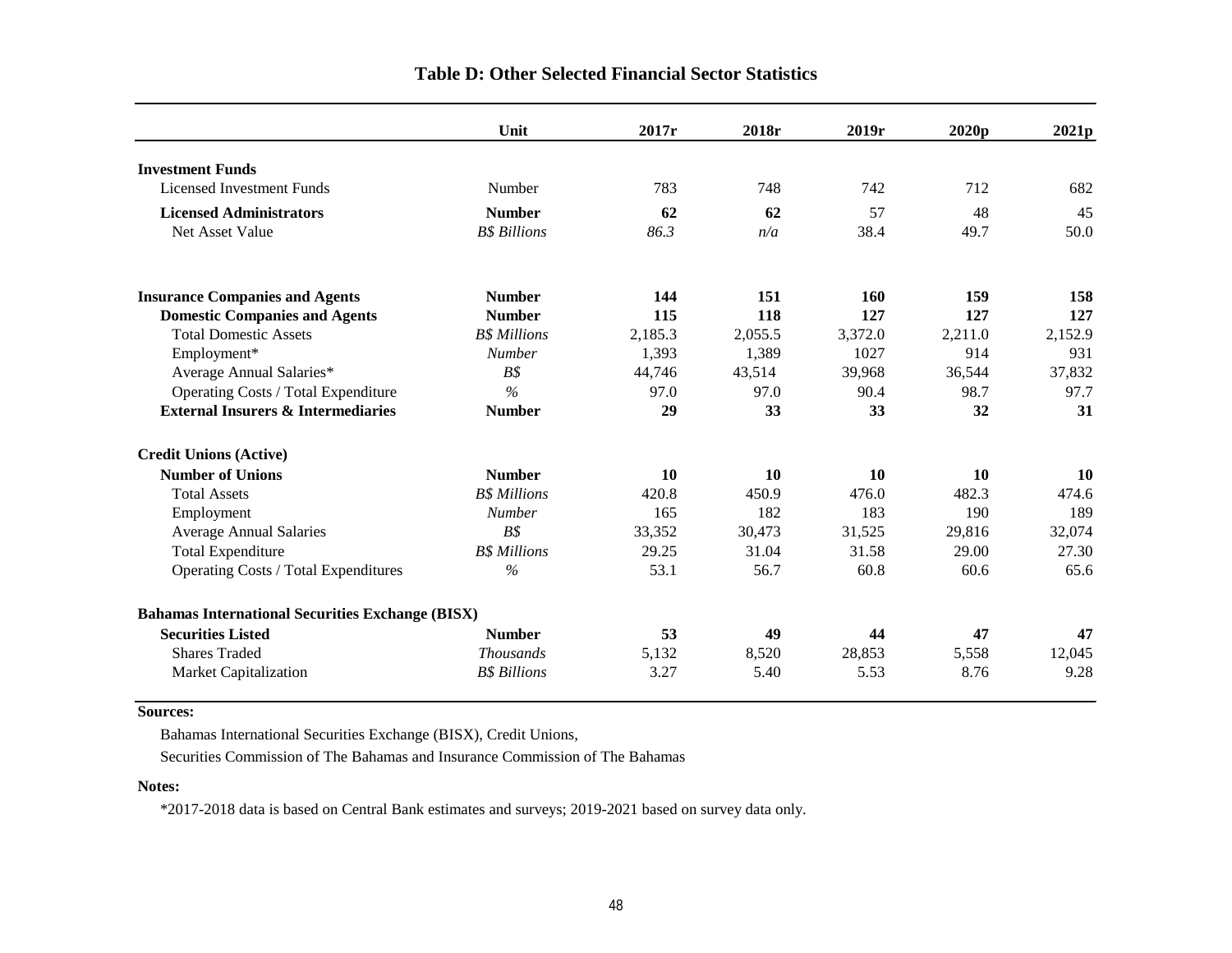## Table D: Other Selected Financial Sector Statistics

| | Unit | 2017r | 2018r | 2019r | 2020p | 2021p |
|---|---|---|---|---|---|---|
| **Investment Funds** | | | | | | |
| Licensed Investment Funds | Number | 783 | 748 | 742 | 712 | 682 |
| **Licensed Administrators** | **Number** | **62** | **62** | 57 | 48 | 45 |
| Net Asset Value | *B$ Billions* | *86.3* | *n/a* | 38.4 | 49.7 | 50.0 |
| **Insurance Companies and Agents** | **Number** | **144** | **151** | **160** | **159** | **158** |
| **Domestic Companies and Agents** | **Number** | **115** | **118** | **127** | **127** | **127** |
| Total Domestic Assets | *B$ Millions* | 2,185.3 | 2,055.5 | 3,372.0 | 2,211.0 | 2,152.9 |
| Employment* | *Number* | 1,393 | 1,389 | 1027 | 914 | 931 |
| Average Annual Salaries* | *B$* | 44,746 | 43,514 | 39,968 | 36,544 | 37,832 |
| Operating Costs / Total Expenditure | *%* | 97.0 | 97.0 | 90.4 | 98.7 | 97.7 |
| **External Insurers & Intermediaries** | **Number** | **29** | **33** | **33** | **32** | **31** |
| **Credit Unions (Active)** | | | | | | |
| **Number of Unions** | **Number** | **10** | **10** | **10** | **10** | **10** |
| Total Assets | *B$ Millions* | 420.8 | 450.9 | 476.0 | 482.3 | 474.6 |
| Employment | *Number* | 165 | 182 | 183 | 190 | 189 |
| Average Annual Salaries | *B$* | 33,352 | 30,473 | 31,525 | 29,816 | 32,074 |
| Total Expenditure | *B$ Millions* | 29.25 | 31.04 | 31.58 | 29.00 | 27.30 |
| Operating Costs / Total Expenditures | *%* | 53.1 | 56.7 | 60.8 | 60.6 | 65.6 |
| **Bahamas International Securities Exchange (BISX)** | | | | | | |
| **Securities Listed** | **Number** | **53** | **49** | **44** | **47** | **47** |
| Shares Traded | *Thousands* | 5,132 | 8,520 | 28,853 | 5,558 | 12,045 |
| Market Capitalization | *B$ Billions* | 3.27 | 5.40 | 5.53 | 8.76 | 9.28 |

**Sources:**

Bahamas International Securities Exchange (BISX), Credit Unions,

Securities Commission of The Bahamas and Insurance Commission of The Bahamas

**Notes:**

*2017-2018 data is based on Central Bank estimates and surveys; 2019-2021 based on survey data only.